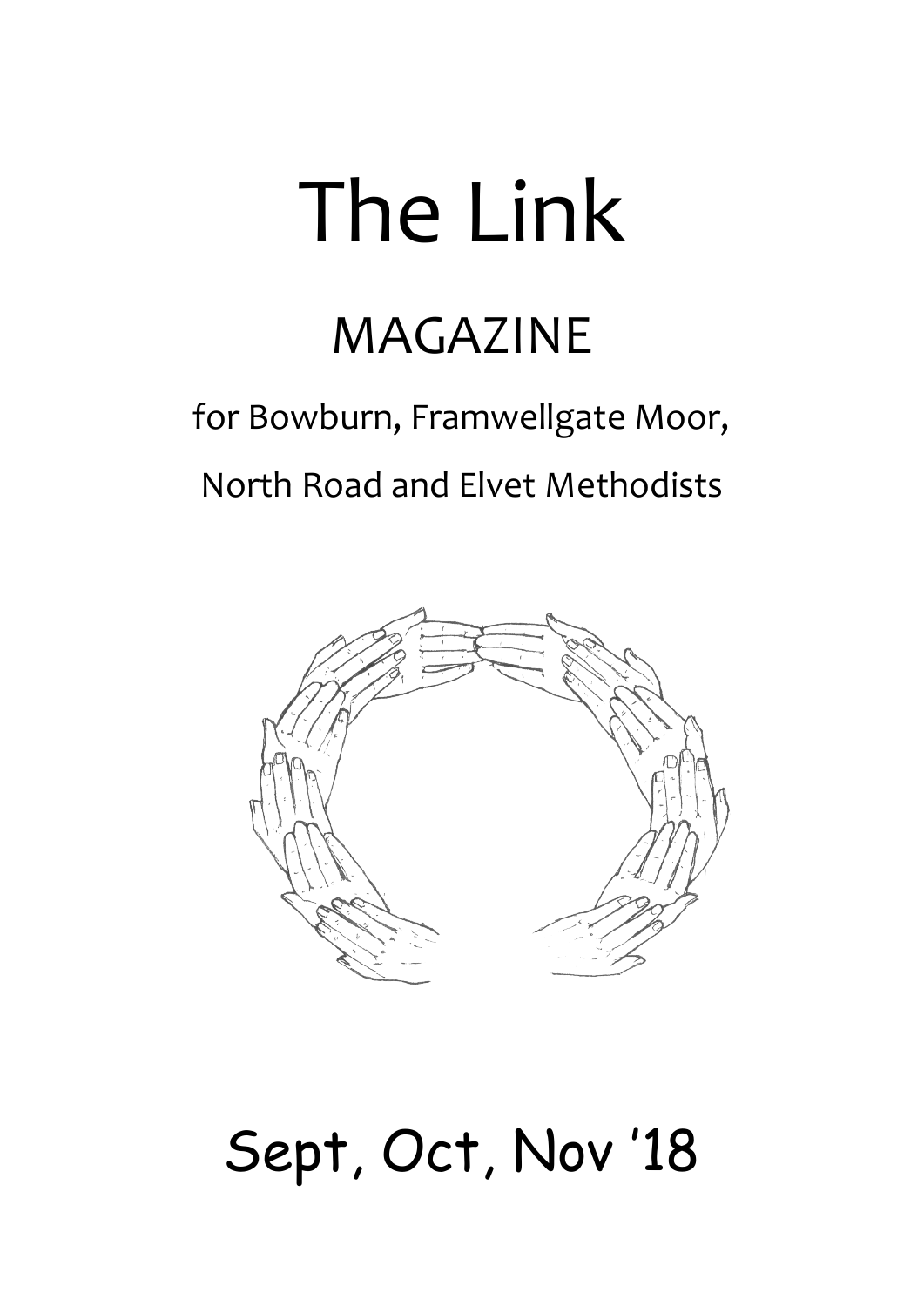# The Link

## MAGAZINE

for Bowburn, Framwellgate Moor,

North Road and Elvet Methodists

# Sept, Oct, Nov '18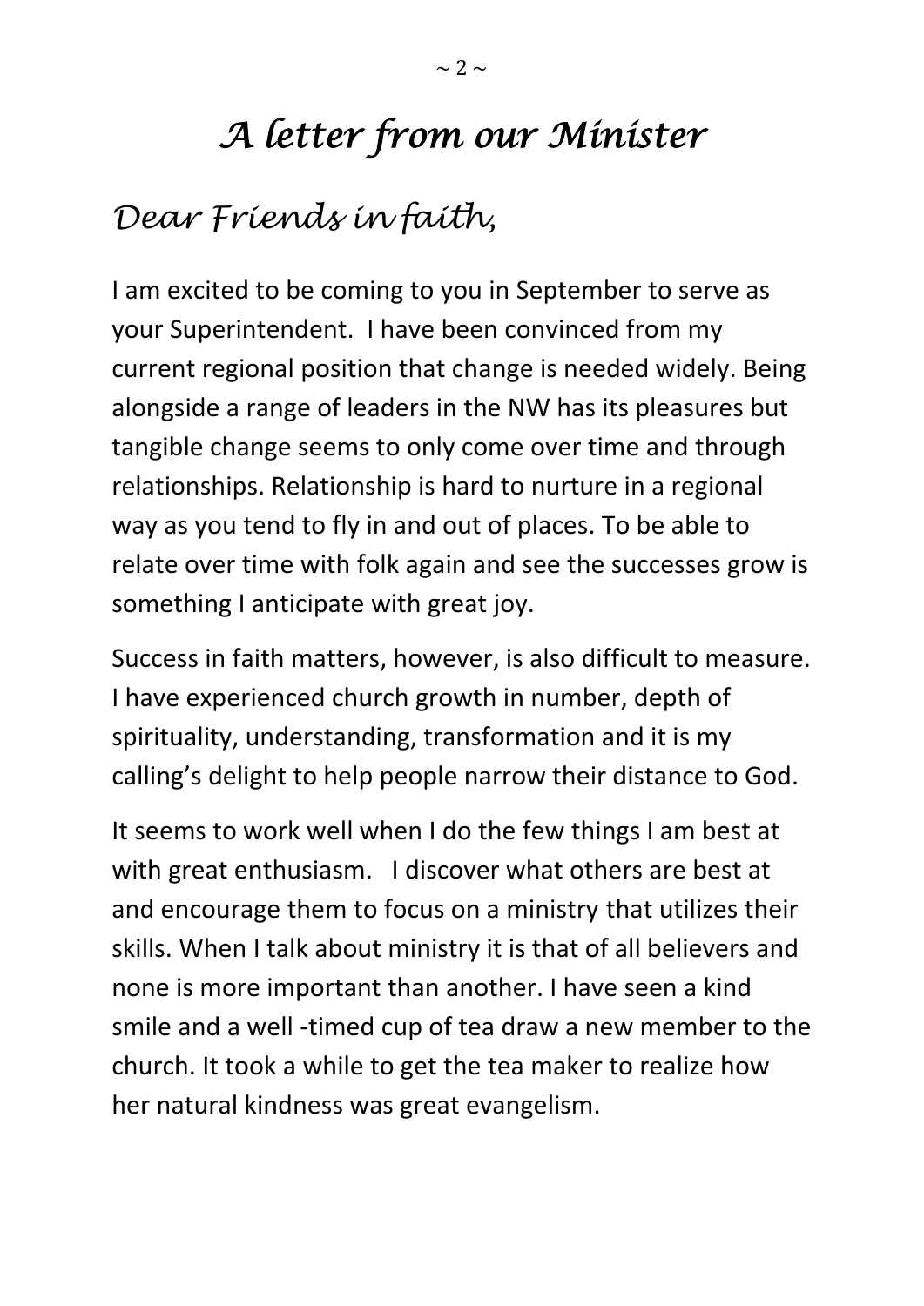# *A letter from our Minister*

*Dear Friends in faith,*

I am excited to be coming to you in September to serve as your Superintendent. I have been convinced from my current regional position that change is needed widely. Being alongside a range of leaders in the NW has its pleasures but tangible change seems to only come over time and through relationships. Relationship is hard to nurture in a regional way as you tend to fly in and out of places. To be able to relate over time with folk again and see the successes grow is something I anticipate with great joy.

Success in faith matters, however, is also difficult to measure. I have experienced church growth in number, depth of spirituality, understanding, transformation and it is my calling's delight to help people narrow their distance to God.

It seems to work well when I do the few things I am best at with great enthusiasm. I discover what others are best at and encourage them to focus on a ministry that utilizes their skills. When I talk about ministry it is that of all believers and none is more important than another. I have seen a kind smile and a well -timed cup of tea draw a new member to the church. It took a while to get the tea maker to realize how her natural kindness was great evangelism.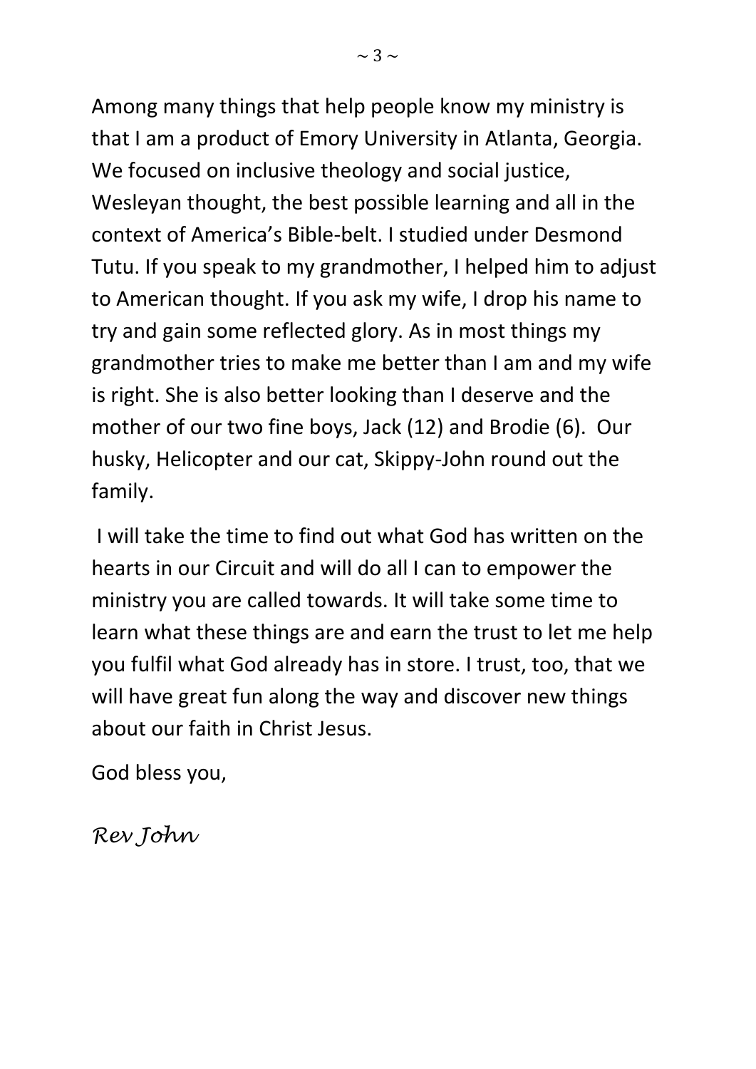Among many things that help people know my ministry is that I am a product of Emory University in Atlanta, Georgia. We focused on inclusive theology and social justice, Wesleyan thought, the best possible learning and all in the context of America's Bible-belt. I studied under Desmond Tutu. If you speak to my grandmother, I helped him to adjust to American thought. If you ask my wife, I drop his name to try and gain some reflected glory. As in most things my grandmother tries to make me better than I am and my wife is right. She is also better looking than I deserve and the mother of our two fine boys, Jack (12) and Brodie (6). Our husky, Helicopter and our cat, Skippy-John round out the family.

I will take the time to find out what God has written on the hearts in our Circuit and will do all I can to empower the ministry you are called towards. It will take some time to learn what these things are and earn the trust to let me help you fulfil what God already has in store. I trust, too, that we will have great fun along the way and discover new things about our faith in Christ Jesus.

God bless you,

*Rev John*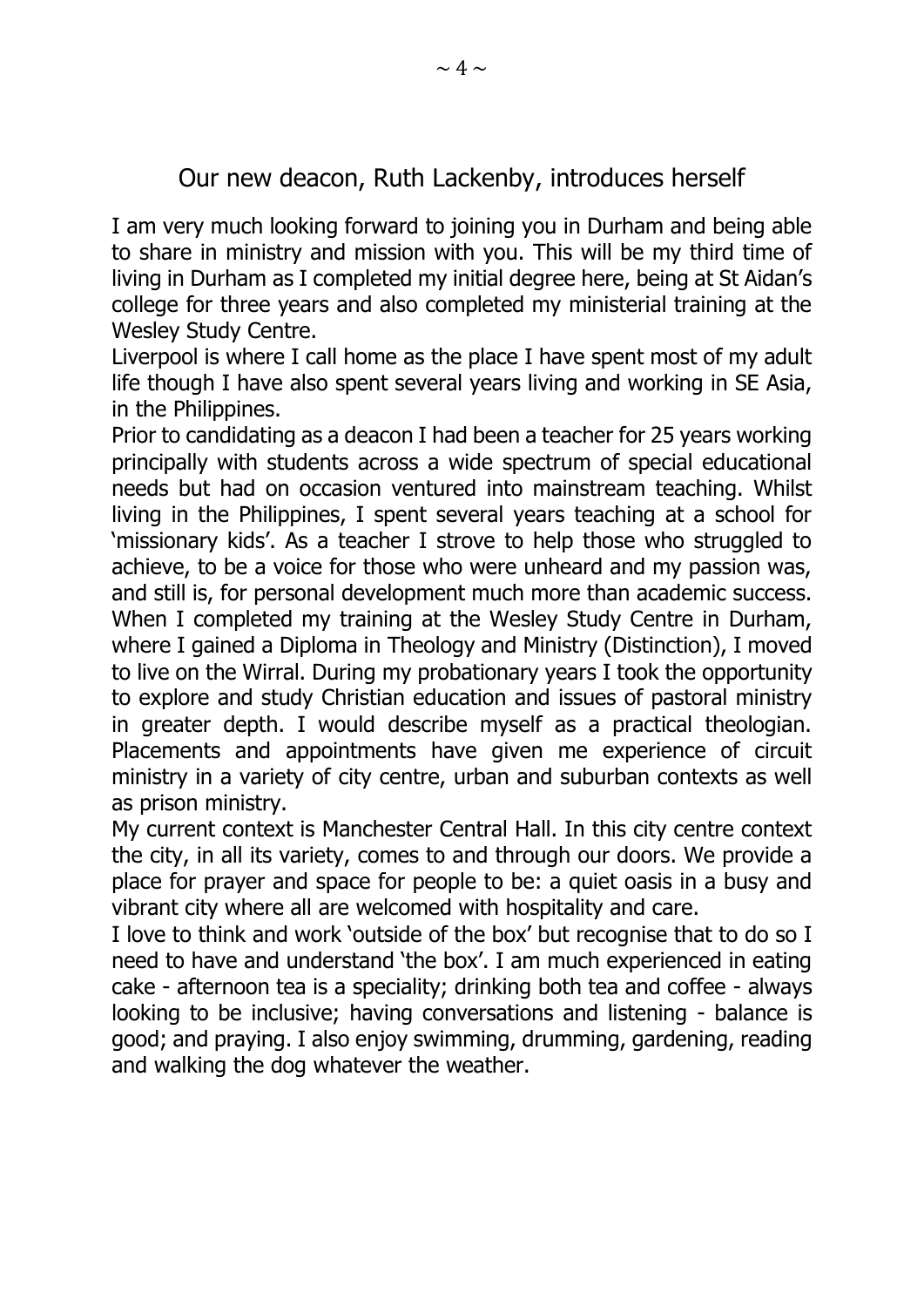## Our new deacon, Ruth Lackenby, introduces herself

I am very much looking forward to joining you in Durham and being able to share in ministry and mission with you. This will be my third time of living in Durham as I completed my initial degree here, being at St Aidan's college for three years and also completed my ministerial training at the Wesley Study Centre.

Liverpool is where I call home as the place I have spent most of my adult life though I have also spent several years living and working in SE Asia, in the Philippines.

Prior to candidating as a deacon I had been a teacher for 25 years working principally with students across a wide spectrum of special educational needs but had on occasion ventured into mainstream teaching. Whilst living in the Philippines, I spent several years teaching at a school for 'missionary kids'. As a teacher I strove to help those who struggled to achieve, to be a voice for those who were unheard and my passion was, and still is, for personal development much more than academic success.

When I completed my training at the Wesley Study Centre in Durham, where I gained a Diploma in Theology and Ministry (Distinction), I moved to live on the Wirral. During my probationary years I took the opportunity to explore and study Christian education and issues of pastoral ministry in greater depth. I would describe myself as a practical theologian. Placements and appointments have given me experience of circuit ministry in a variety of city centre, urban and suburban contexts as well as prison ministry.

My current context is Manchester Central Hall. In this city centre context the city, in all its variety, comes to and through our doors. We provide a place for prayer and space for people to be: a quiet oasis in a busy and vibrant city where all are welcomed with hospitality and care.

I love to think and work 'outside of the box' but recognise that to do so I need to have and understand 'the box'. I am much experienced in eating cake - afternoon tea is a speciality; drinking both tea and coffee - always looking to be inclusive; having conversations and listening - balance is good; and praying. I also enjoy swimming, drumming, gardening, reading and walking the dog whatever the weather.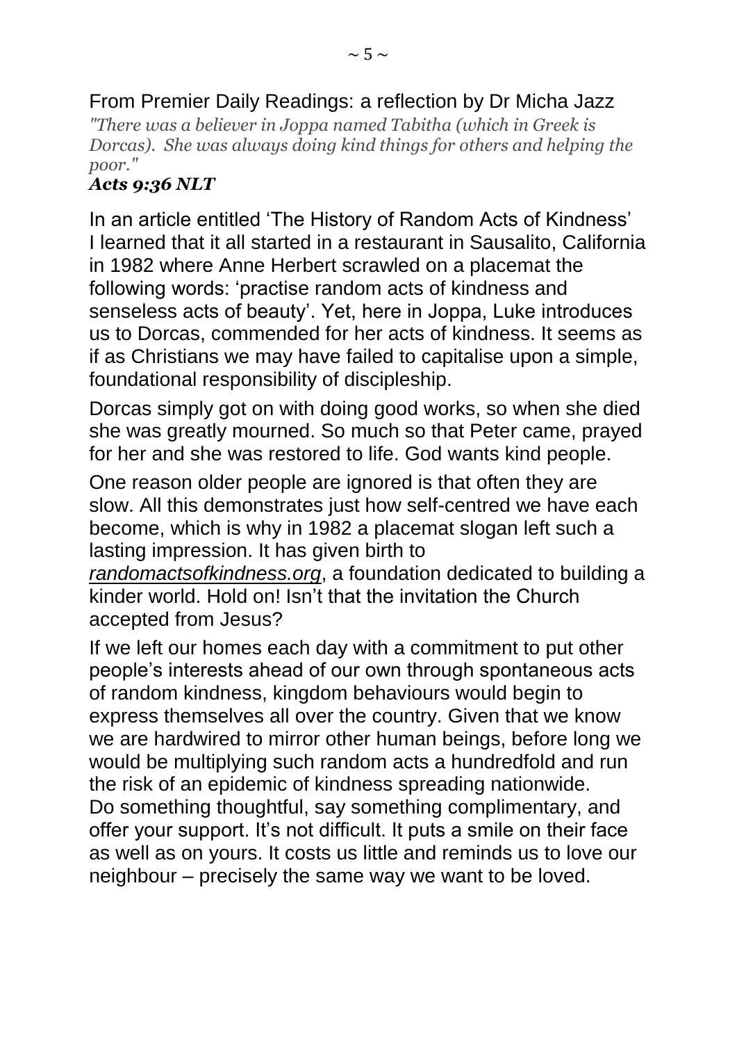From Premier Daily Readings: a reflection by Dr Micha Jazz

*"There was a believer in Joppa named Tabitha (which in Greek is Dorcas). She was always doing kind things for others and helping the poor."*

***Acts 9:36 NLT***

In an article entitled 'The History of Random Acts of Kindness' I learned that it all started in a restaurant in Sausalito, California in 1982 where Anne Herbert scrawled on a placemat the following words: 'practise random acts of kindness and senseless acts of beauty'. Yet, here in Joppa, Luke introduces us to Dorcas, commended for her acts of kindness. It seems as if as Christians we may have failed to capitalise upon a simple, foundational responsibility of discipleship.

Dorcas simply got on with doing good works, so when she died she was greatly mourned. So much so that Peter came, prayed for her and she was restored to life. God wants kind people.

One reason older people are ignored is that often they are slow. All this demonstrates just how self-centred we have each become, which is why in 1982 a placemat slogan left such a lasting impression. It has given birth to *randomactsofkindness.org*, a foundation dedicated to building a kinder world. Hold on! Isn't that the invitation the Church accepted from Jesus?

If we left our homes each day with a commitment to put other people's interests ahead of our own through spontaneous acts of random kindness, kingdom behaviours would begin to express themselves all over the country. Given that we know we are hardwired to mirror other human beings, before long we would be multiplying such random acts a hundredfold and run the risk of an epidemic of kindness spreading nationwide. Do something thoughtful, say something complimentary, and offer your support. It's not difficult. It puts a smile on their face as well as on yours. It costs us little and reminds us to love our neighbour – precisely the same way we want to be loved.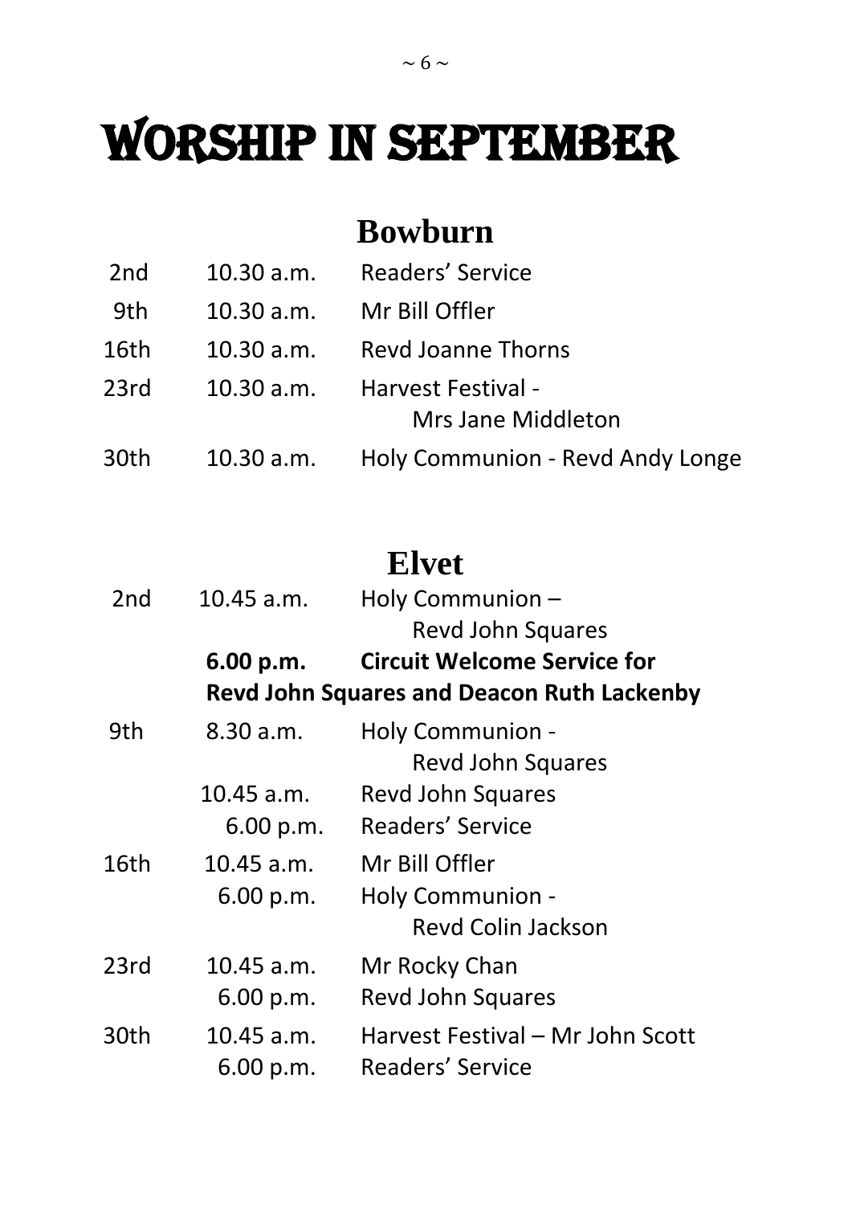# Worship in September

## Bowburn

| | | |
|---|---|---|
| 2nd | 10.30 a.m. | Readers' Service |
| 9th | 10.30 a.m. | Mr Bill Offler |
| 16th | 10.30 a.m. | Revd Joanne Thorns |
| 23rd | 10.30 a.m. | Harvest Festival - Mrs Jane Middleton |
| 30th | 10.30 a.m. | Holy Communion - Revd Andy Longe |

## Elvet

| | | |
|---|---|---|
| 2nd | 10.45 a.m. | Holy Communion – Revd John Squares |
| | **6.00 p.m.** | **Circuit Welcome Service for Revd John Squares and Deacon Ruth Lackenby** |
| 9th | 8.30 a.m. | Holy Communion - Revd John Squares |
| | 10.45 a.m. | Revd John Squares |
| | 6.00 p.m. | Readers' Service |
| 16th | 10.45 a.m. | Mr Bill Offler |
| | 6.00 p.m. | Holy Communion - Revd Colin Jackson |
| 23rd | 10.45 a.m. | Mr Rocky Chan |
| | 6.00 p.m. | Revd John Squares |
| 30th | 10.45 a.m. | Harvest Festival – Mr John Scott |
| | 6.00 p.m. | Readers' Service |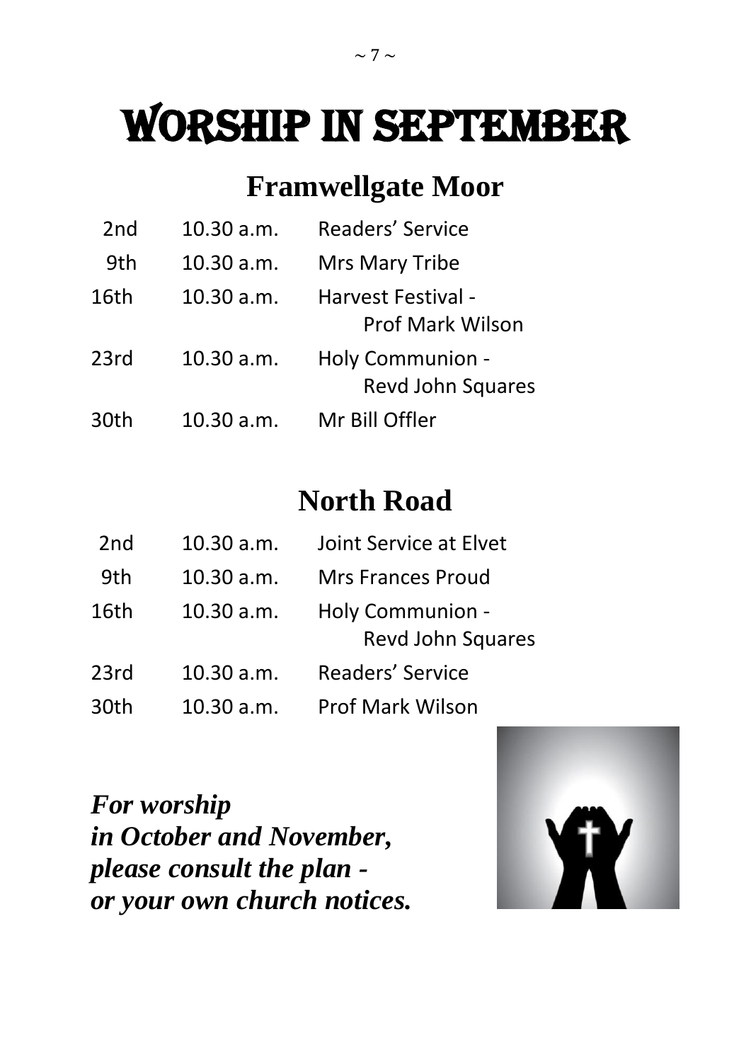# Worship in September

## Framwellgate Moor

| | | |
|---|---|---|
| 2nd | 10.30 a.m. | Readers' Service |
| 9th | 10.30 a.m. | Mrs Mary Tribe |
| 16th | 10.30 a.m. | Harvest Festival - Prof Mark Wilson |
| 23rd | 10.30 a.m. | Holy Communion - Revd John Squares |
| 30th | 10.30 a.m. | Mr Bill Offler |

## North Road

| | | |
|---|---|---|
| 2nd | 10.30 a.m. | Joint Service at Elvet |
| 9th | 10.30 a.m. | Mrs Frances Proud |
| 16th | 10.30 a.m. | Holy Communion - Revd John Squares |
| 23rd | 10.30 a.m. | Readers' Service |
| 30th | 10.30 a.m. | Prof Mark Wilson |

***For worship***
***in October and November,***
***please consult the plan -***
***or your own church notices.***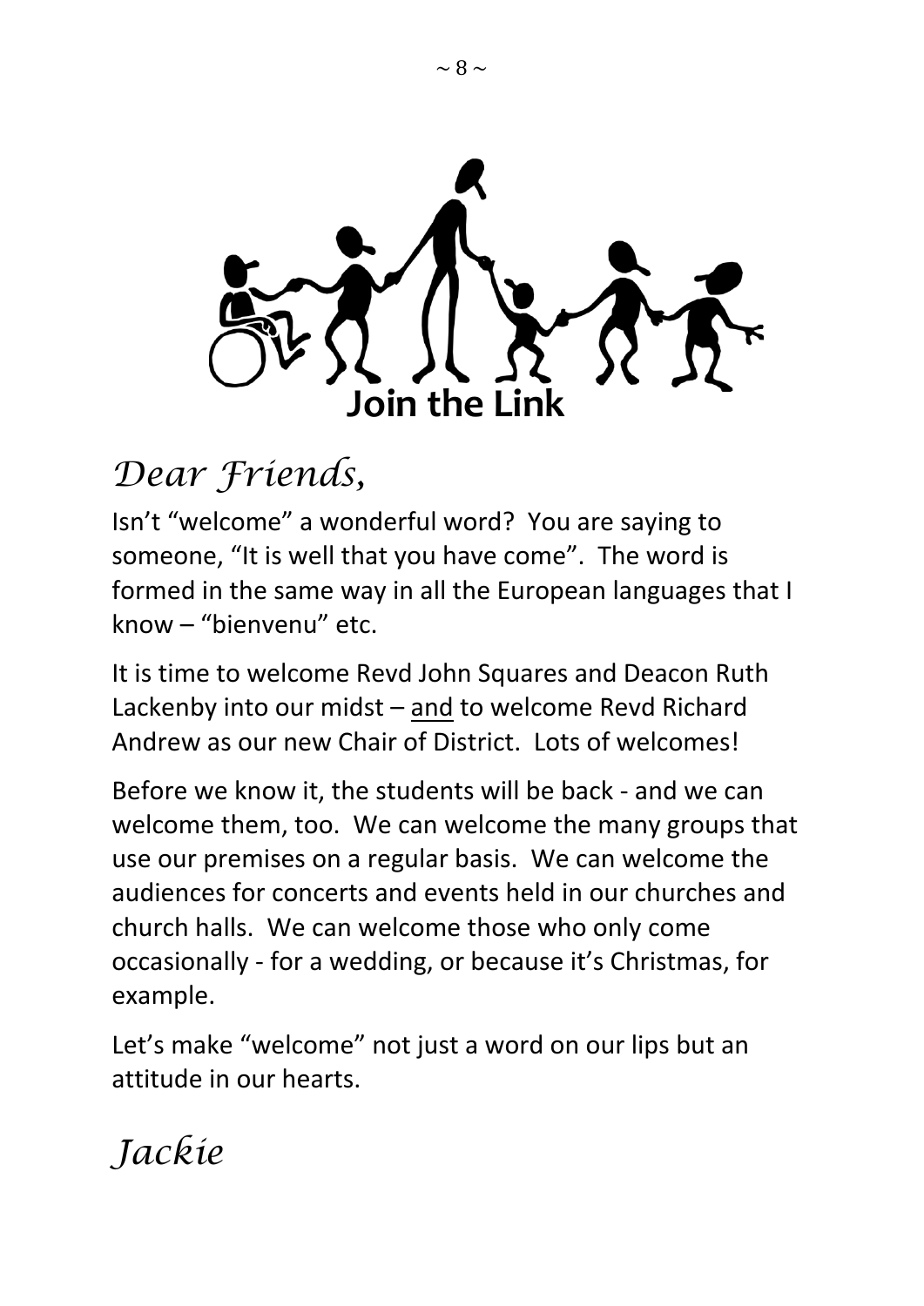# Join the Link

*Dear Friends,*

Isn't "welcome" a wonderful word? You are saying to someone, "It is well that you have come". The word is formed in the same way in all the European languages that I know – "bienvenu" etc.

It is time to welcome Revd John Squares and Deacon Ruth Lackenby into our midst – and to welcome Revd Richard Andrew as our new Chair of District. Lots of welcomes!

Before we know it, the students will be back - and we can welcome them, too. We can welcome the many groups that use our premises on a regular basis. We can welcome the audiences for concerts and events held in our churches and church halls. We can welcome those who only come occasionally - for a wedding, or because it's Christmas, for example.

Let's make "welcome" not just a word on our lips but an attitude in our hearts.

*Jackie*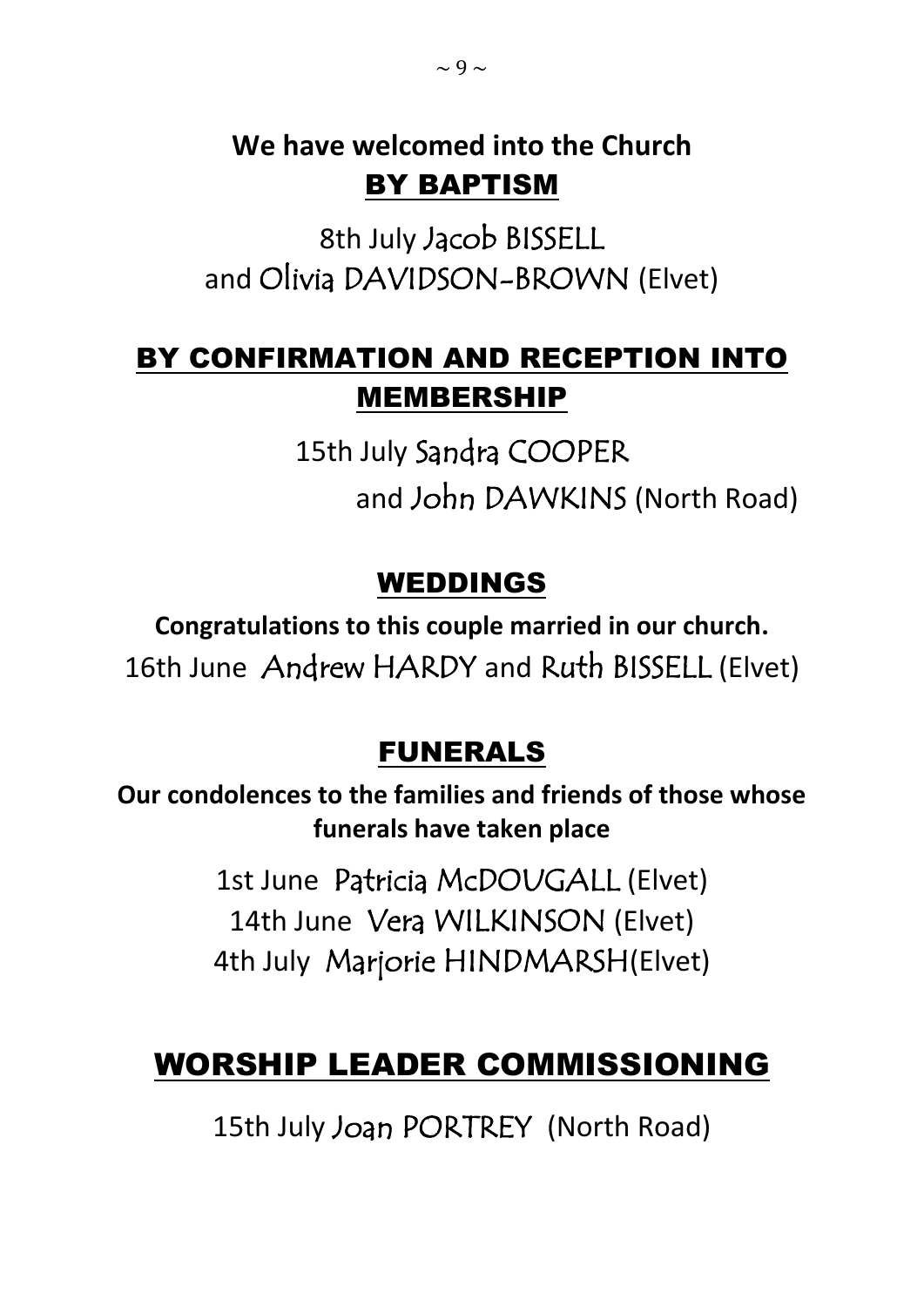## We have welcomed into the Church

## BY BAPTISM

8th July Jacob BISSELL
and Olivia DAVIDSON-BROWN (Elvet)

## BY CONFIRMATION AND RECEPTION INTO MEMBERSHIP

15th July Sandra COOPER
and John DAWKINS (North Road)

## WEDDINGS

**Congratulations to this couple married in our church.**

16th June Andrew HARDY and Ruth BISSELL (Elvet)

## FUNERALS

**Our condolences to the families and friends of those whose funerals have taken place**

1st June Patricia McDOUGALL (Elvet)
14th June Vera WILKINSON (Elvet)
4th July Marjorie HINDMARSH(Elvet)

## WORSHIP LEADER COMMISSIONING

15th July Joan PORTREY (North Road)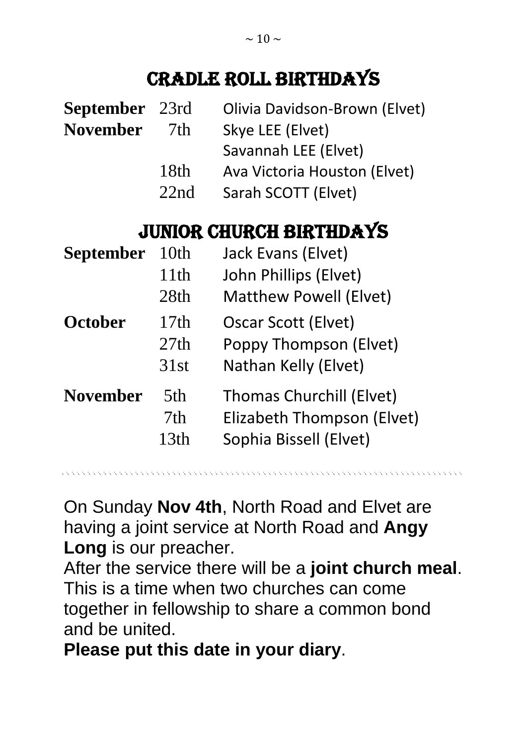# CRADLE ROLL BIRTHDAYS

| | | |
|---|---|---|
| **September** | 23rd | Olivia Davidson-Brown (Elvet) |
| **November** | 7th | Skye LEE (Elvet) |
| | | Savannah LEE (Elvet) |
| | 18th | Ava Victoria Houston (Elvet) |
| | 22nd | Sarah SCOTT (Elvet) |

# JUNIOR CHURCH BIRTHDAYS

| | | |
|---|---|---|
| **September** | 10th | Jack Evans (Elvet) |
| | 11th | John Phillips (Elvet) |
| | 28th | Matthew Powell (Elvet) |
| **October** | 17th | Oscar Scott (Elvet) |
| | 27th | Poppy Thompson (Elvet) |
| | 31st | Nathan Kelly (Elvet) |
| **November** | 5th | Thomas Churchill (Elvet) |
| | 7th | Elizabeth Thompson (Elvet) |
| | 13th | Sophia Bissell (Elvet) |

---

On Sunday **Nov 4th**, North Road and Elvet are having a joint service at North Road and **Angy Long** is our preacher.

After the service there will be a **joint church meal**. This is a time when two churches can come together in fellowship to share a common bond and be united.

**Please put this date in your diary**.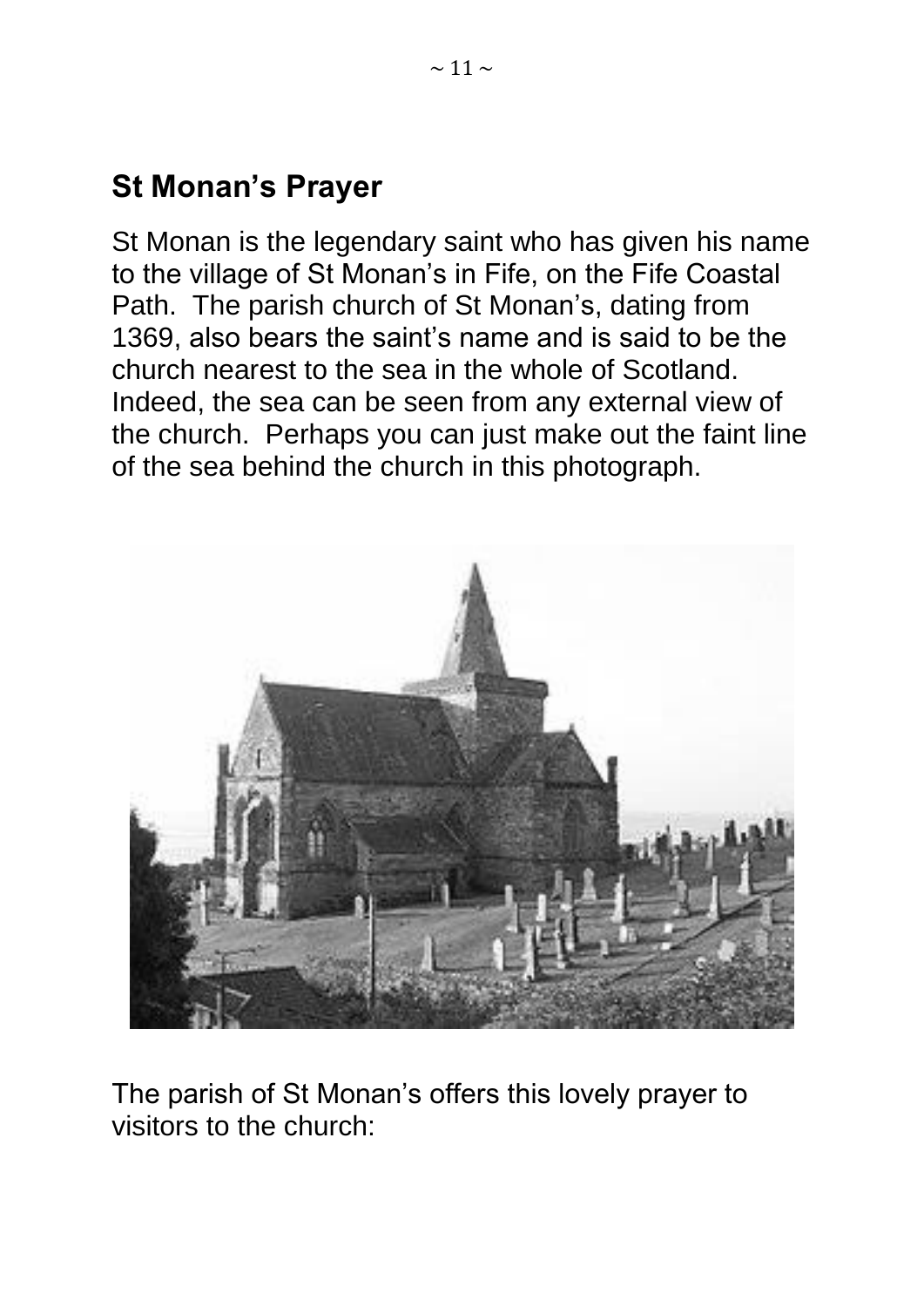## St Monan's Prayer

St Monan is the legendary saint who has given his name to the village of St Monan's in Fife, on the Fife Coastal Path. The parish church of St Monan's, dating from 1369, also bears the saint's name and is said to be the church nearest to the sea in the whole of Scotland. Indeed, the sea can be seen from any external view of the church. Perhaps you can just make out the faint line of the sea behind the church in this photograph.

The parish of St Monan's offers this lovely prayer to visitors to the church: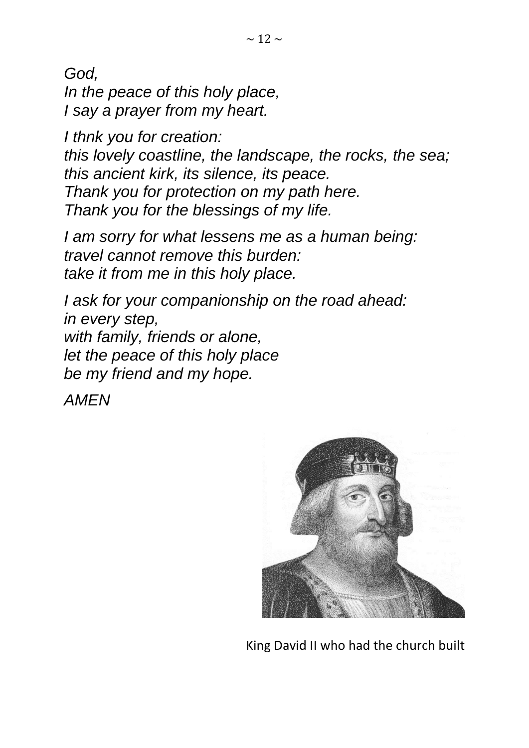*God,*
*In the peace of this holy place,*
*I say a prayer from my heart.*

*I thnk you for creation:*
*this lovely coastline, the landscape, the rocks, the sea;*
*this ancient kirk, its silence, its peace.*
*Thank you for protection on my path here.*
*Thank you for the blessings of my life.*

*I am sorry for what lessens me as a human being:*
*travel cannot remove this burden:*
*take it from me in this holy place.*

*I ask for your companionship on the road ahead:*
*in every step,*
*with family, friends or alone,*
*let the peace of this holy place*
*be my friend and my hope.*

*AMEN*

King David II who had the church built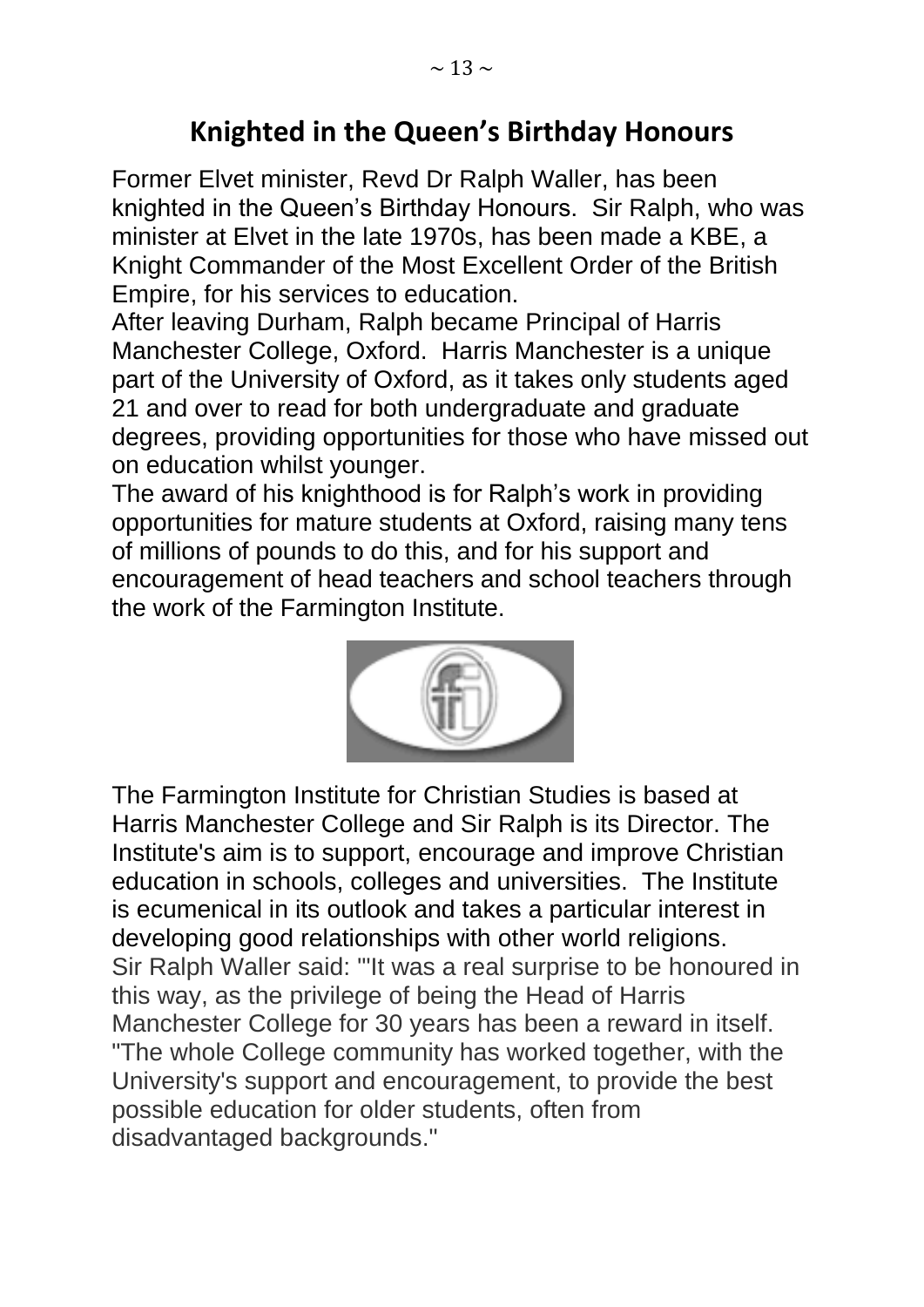# Knighted in the Queen's Birthday Honours

Former Elvet minister, Revd Dr Ralph Waller, has been knighted in the Queen's Birthday Honours. Sir Ralph, who was minister at Elvet in the late 1970s, has been made a KBE, a Knight Commander of the Most Excellent Order of the British Empire, for his services to education.

After leaving Durham, Ralph became Principal of Harris Manchester College, Oxford. Harris Manchester is a unique part of the University of Oxford, as it takes only students aged 21 and over to read for both undergraduate and graduate degrees, providing opportunities for those who have missed out on education whilst younger.

The award of his knighthood is for Ralph's work in providing opportunities for mature students at Oxford, raising many tens of millions of pounds to do this, and for his support and encouragement of head teachers and school teachers through the work of the Farmington Institute.

The Farmington Institute for Christian Studies is based at Harris Manchester College and Sir Ralph is its Director. The Institute's aim is to support, encourage and improve Christian education in schools, colleges and universities. The Institute is ecumenical in its outlook and takes a particular interest in developing good relationships with other world religions.

Sir Ralph Waller said: "'It was a real surprise to be honoured in this way, as the privilege of being the Head of Harris Manchester College for 30 years has been a reward in itself.

"The whole College community has worked together, with the University's support and encouragement, to provide the best possible education for older students, often from disadvantaged backgrounds."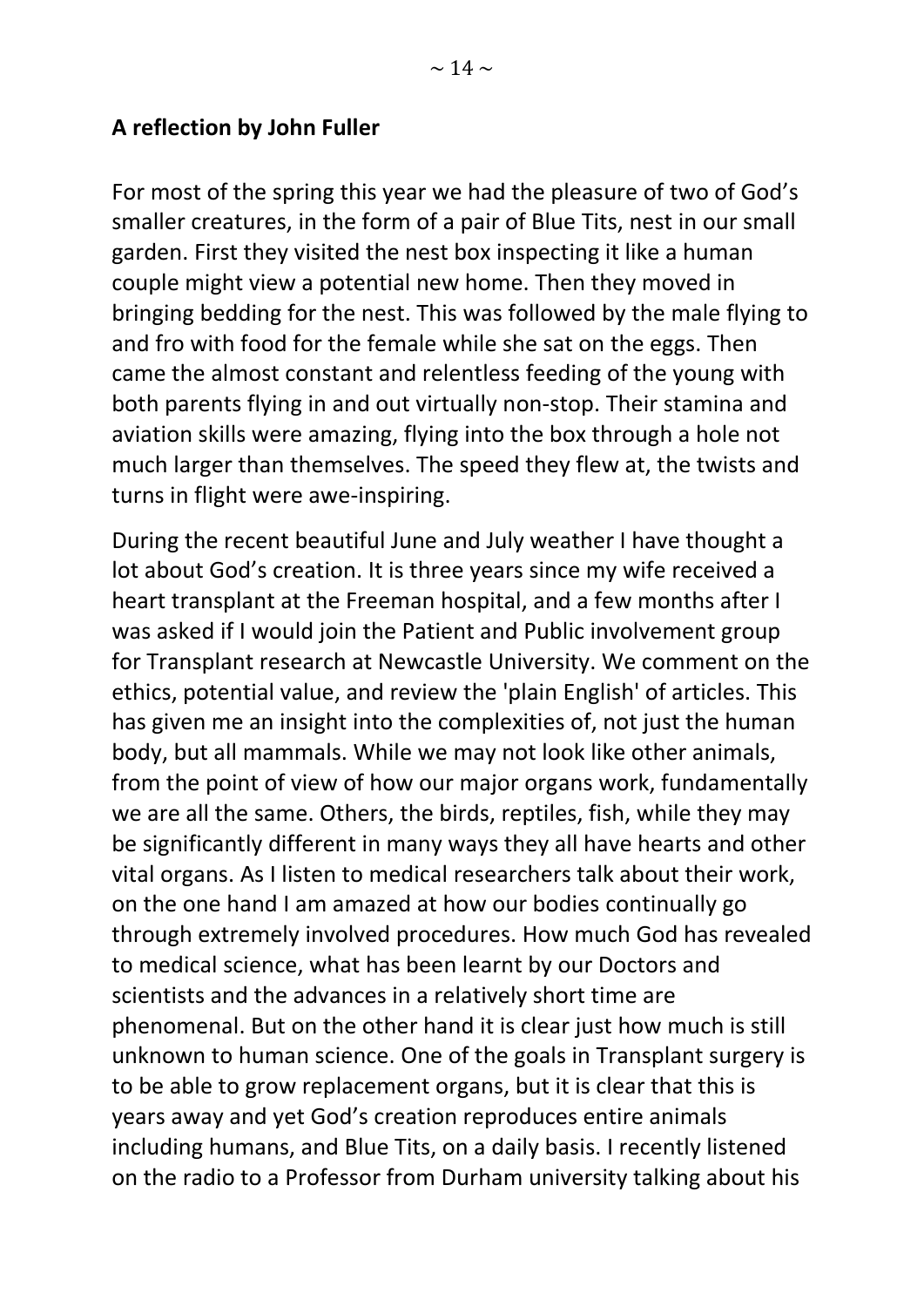**A reflection by John Fuller**

For most of the spring this year we had the pleasure of two of God's smaller creatures, in the form of a pair of Blue Tits, nest in our small garden. First they visited the nest box inspecting it like a human couple might view a potential new home. Then they moved in bringing bedding for the nest. This was followed by the male flying to and fro with food for the female while she sat on the eggs. Then came the almost constant and relentless feeding of the young with both parents flying in and out virtually non-stop. Their stamina and aviation skills were amazing, flying into the box through a hole not much larger than themselves. The speed they flew at, the twists and turns in flight were awe-inspiring.

During the recent beautiful June and July weather I have thought a lot about God's creation. It is three years since my wife received a heart transplant at the Freeman hospital, and a few months after I was asked if I would join the Patient and Public involvement group for Transplant research at Newcastle University. We comment on the ethics, potential value, and review the 'plain English' of articles. This has given me an insight into the complexities of, not just the human body, but all mammals. While we may not look like other animals, from the point of view of how our major organs work, fundamentally we are all the same. Others, the birds, reptiles, fish, while they may be significantly different in many ways they all have hearts and other vital organs. As I listen to medical researchers talk about their work, on the one hand I am amazed at how our bodies continually go through extremely involved procedures. How much God has revealed to medical science, what has been learnt by our Doctors and scientists and the advances in a relatively short time are phenomenal. But on the other hand it is clear just how much is still unknown to human science. One of the goals in Transplant surgery is to be able to grow replacement organs, but it is clear that this is years away and yet God's creation reproduces entire animals including humans, and Blue Tits, on a daily basis. I recently listened on the radio to a Professor from Durham university talking about his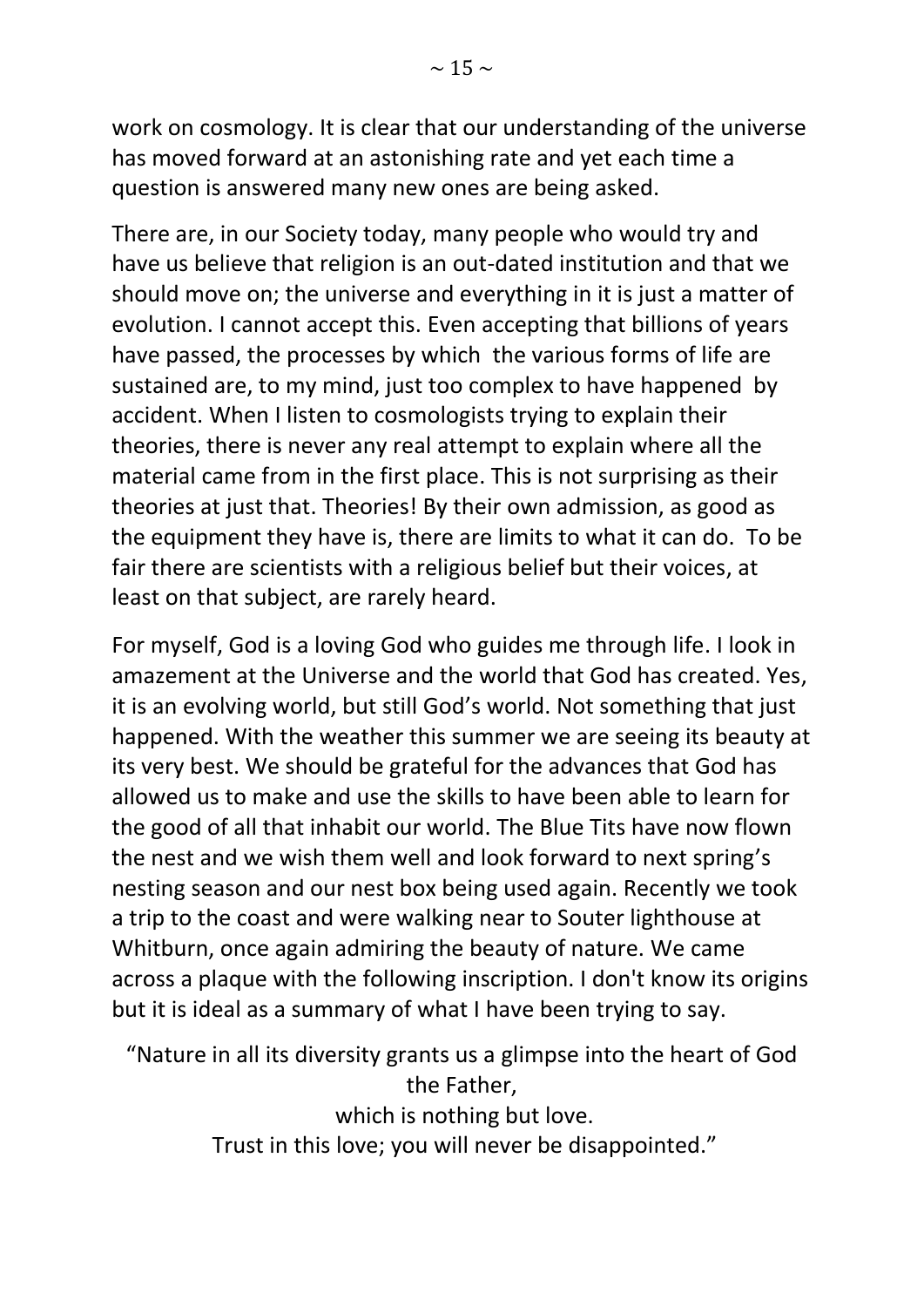work on cosmology. It is clear that our understanding of the universe has moved forward at an astonishing rate and yet each time a question is answered many new ones are being asked.

There are, in our Society today, many people who would try and have us believe that religion is an out-dated institution and that we should move on; the universe and everything in it is just a matter of evolution. I cannot accept this. Even accepting that billions of years have passed, the processes by which the various forms of life are sustained are, to my mind, just too complex to have happened by accident. When I listen to cosmologists trying to explain their theories, there is never any real attempt to explain where all the material came from in the first place. This is not surprising as their theories at just that. Theories! By their own admission, as good as the equipment they have is, there are limits to what it can do. To be fair there are scientists with a religious belief but their voices, at least on that subject, are rarely heard.

For myself, God is a loving God who guides me through life. I look in amazement at the Universe and the world that God has created. Yes, it is an evolving world, but still God's world. Not something that just happened. With the weather this summer we are seeing its beauty at its very best. We should be grateful for the advances that God has allowed us to make and use the skills to have been able to learn for the good of all that inhabit our world. The Blue Tits have now flown the nest and we wish them well and look forward to next spring's nesting season and our nest box being used again. Recently we took a trip to the coast and were walking near to Souter lighthouse at Whitburn, once again admiring the beauty of nature. We came across a plaque with the following inscription. I don't know its origins but it is ideal as a summary of what I have been trying to say.

"Nature in all its diversity grants us a glimpse into the heart of God the Father,  
which is nothing but love.  
Trust in this love; you will never be disappointed."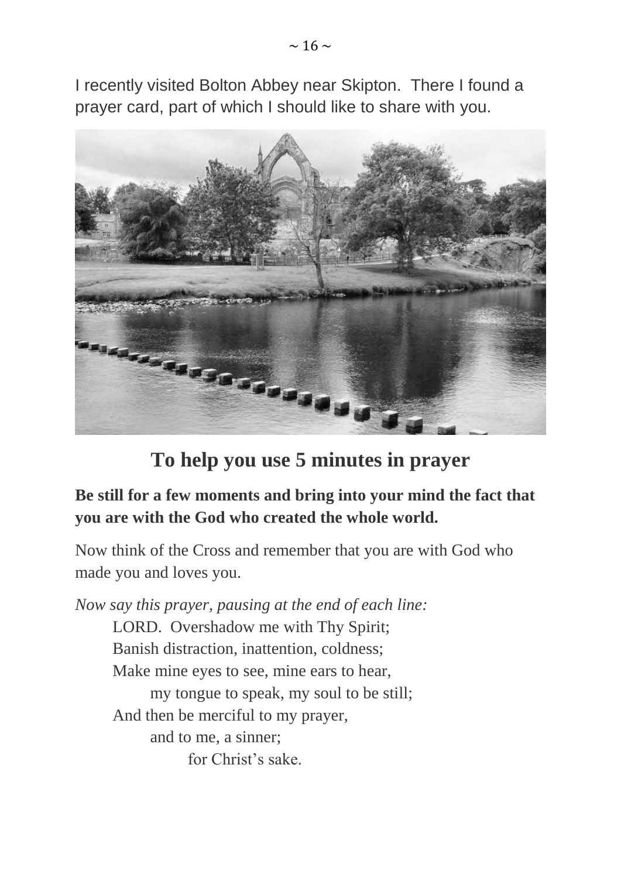I recently visited Bolton Abbey near Skipton. There I found a prayer card, part of which I should like to share with you.

## To help you use 5 minutes in prayer

**Be still for a few moments and bring into your mind the fact that you are with the God who created the whole world.**

Now think of the Cross and remember that you are with God who made you and loves you.

*Now say this prayer, pausing at the end of each line:*

LORD. Overshadow me with Thy Spirit;  
Banish distraction, inattention, coldness;  
Make mine eyes to see, mine ears to hear,  
  my tongue to speak, my soul to be still;  
And then be merciful to my prayer,  
  and to me, a sinner;  
    for Christ's sake.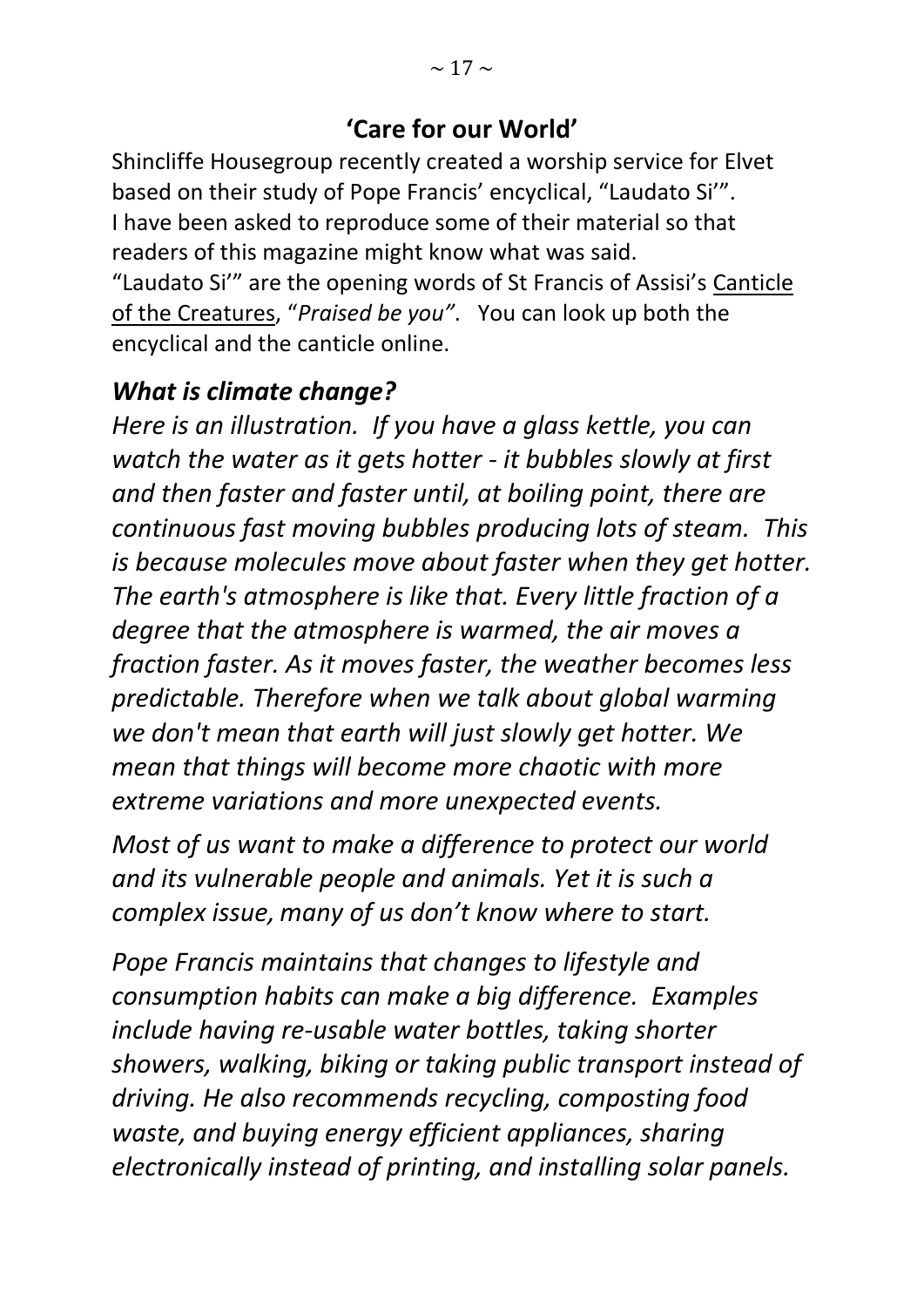## 'Care for our World'

Shincliffe Housegroup recently created a worship service for Elvet based on their study of Pope Francis' encyclical, "Laudato Si'". I have been asked to reproduce some of their material so that readers of this magazine might know what was said. "Laudato Si'" are the opening words of St Francis of Assisi's Canticle of the Creatures, "*Praised be you"*. You can look up both the encyclical and the canticle online.

### *What is climate change?*

*Here is an illustration. If you have a glass kettle, you can watch the water as it gets hotter - it bubbles slowly at first and then faster and faster until, at boiling point, there are continuous fast moving bubbles producing lots of steam. This is because molecules move about faster when they get hotter. The earth's atmosphere is like that. Every little fraction of a degree that the atmosphere is warmed, the air moves a fraction faster. As it moves faster, the weather becomes less predictable. Therefore when we talk about global warming we don't mean that earth will just slowly get hotter. We mean that things will become more chaotic with more extreme variations and more unexpected events.*

*Most of us want to make a difference to protect our world and its vulnerable people and animals. Yet it is such a complex issue, many of us don't know where to start.*

*Pope Francis maintains that changes to lifestyle and consumption habits can make a big difference. Examples include having re-usable water bottles, taking shorter showers, walking, biking or taking public transport instead of driving. He also recommends recycling, composting food waste, and buying energy efficient appliances, sharing electronically instead of printing, and installing solar panels.*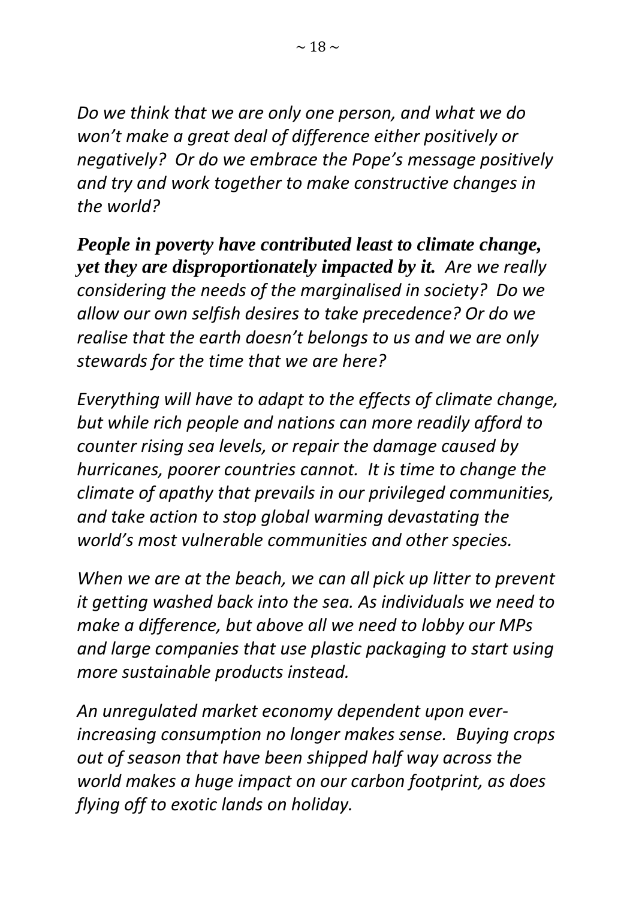*Do we think that we are only one person, and what we do won't make a great deal of difference either positively or negatively? Or do we embrace the Pope's message positively and try and work together to make constructive changes in the world?*

***People in poverty have contributed least to climate change, yet they are disproportionately impacted by it.*** *Are we really considering the needs of the marginalised in society? Do we allow our own selfish desires to take precedence? Or do we realise that the earth doesn't belongs to us and we are only stewards for the time that we are here?*

*Everything will have to adapt to the effects of climate change, but while rich people and nations can more readily afford to counter rising sea levels, or repair the damage caused by hurricanes, poorer countries cannot. It is time to change the climate of apathy that prevails in our privileged communities, and take action to stop global warming devastating the world's most vulnerable communities and other species.*

*When we are at the beach, we can all pick up litter to prevent it getting washed back into the sea. As individuals we need to make a difference, but above all we need to lobby our MPs and large companies that use plastic packaging to start using more sustainable products instead.*

*An unregulated market economy dependent upon ever-increasing consumption no longer makes sense. Buying crops out of season that have been shipped half way across the world makes a huge impact on our carbon footprint, as does flying off to exotic lands on holiday.*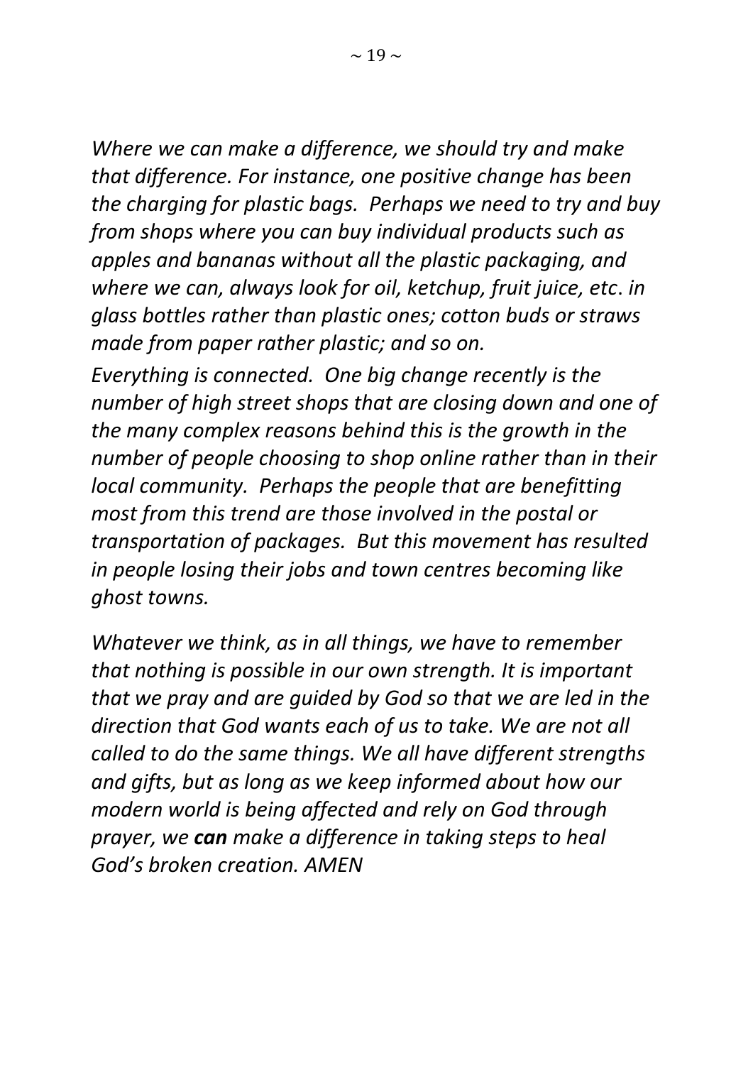*Where we can make a difference, we should try and make that difference. For instance, one positive change has been the charging for plastic bags. Perhaps we need to try and buy from shops where you can buy individual products such as apples and bananas without all the plastic packaging, and where we can, always look for oil, ketchup, fruit juice, etc. in glass bottles rather than plastic ones; cotton buds or straws made from paper rather plastic; and so on.*

*Everything is connected. One big change recently is the number of high street shops that are closing down and one of the many complex reasons behind this is the growth in the number of people choosing to shop online rather than in their local community. Perhaps the people that are benefitting most from this trend are those involved in the postal or transportation of packages. But this movement has resulted in people losing their jobs and town centres becoming like ghost towns.*

*Whatever we think, as in all things, we have to remember that nothing is possible in our own strength. It is important that we pray and are guided by God so that we are led in the direction that God wants each of us to take. We are not all called to do the same things. We all have different strengths and gifts, but as long as we keep informed about how our modern world is being affected and rely on God through prayer, we* ***can*** *make a difference in taking steps to heal God's broken creation. AMEN*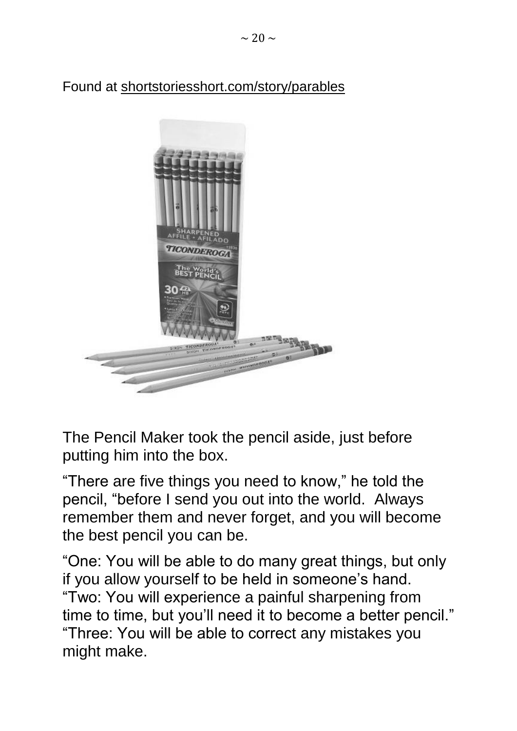Found at shortstoriesshort.com/story/parables

The Pencil Maker took the pencil aside, just before putting him into the box.

"There are five things you need to know," he told the pencil, "before I send you out into the world. Always remember them and never forget, and you will become the best pencil you can be.

"One: You will be able to do many great things, but only if you allow yourself to be held in someone's hand.
"Two: You will experience a painful sharpening from time to time, but you'll need it to become a better pencil."
"Three: You will be able to correct any mistakes you might make.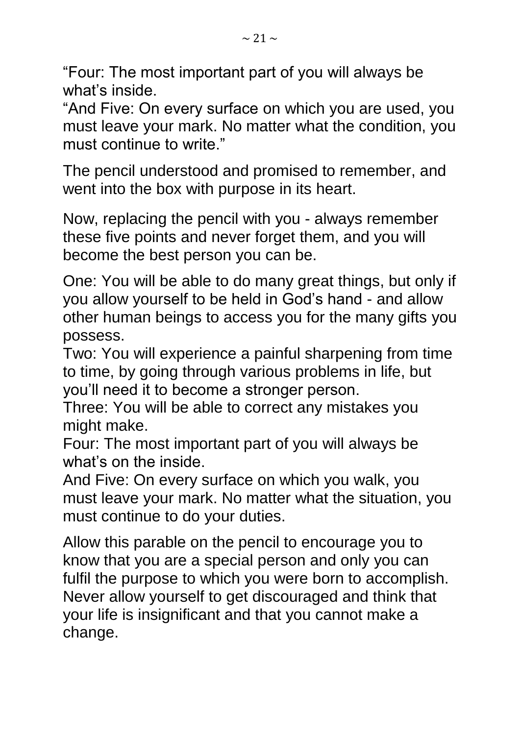“Four: The most important part of you will always be what’s inside.
“And Five: On every surface on which you are used, you must leave your mark. No matter what the condition, you must continue to write.”

The pencil understood and promised to remember, and went into the box with purpose in its heart.

Now, replacing the pencil with you - always remember these five points and never forget them, and you will become the best person you can be.

One: You will be able to do many great things, but only if you allow yourself to be held in God’s hand - and allow other human beings to access you for the many gifts you possess.
Two: You will experience a painful sharpening from time to time, by going through various problems in life, but you’ll need it to become a stronger person.
Three: You will be able to correct any mistakes you might make.
Four: The most important part of you will always be what’s on the inside.
And Five: On every surface on which you walk, you must leave your mark. No matter what the situation, you must continue to do your duties.

Allow this parable on the pencil to encourage you to know that you are a special person and only you can fulfil the purpose to which you were born to accomplish. Never allow yourself to get discouraged and think that your life is insignificant and that you cannot make a change.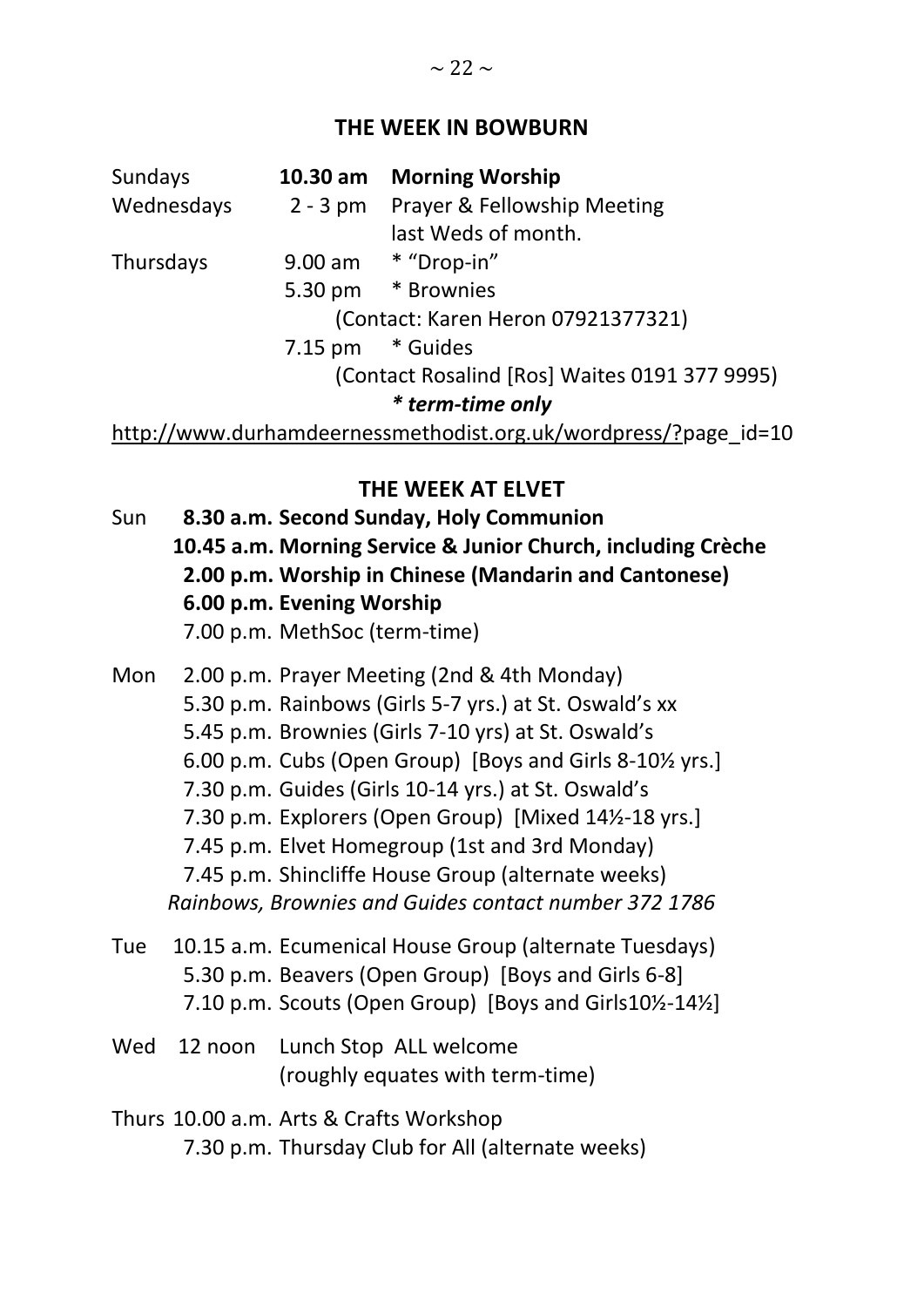## THE WEEK IN BOWBURN

| | | |
|---|---|---|
| Sundays | **10.30 am** | **Morning Worship** |
| Wednesdays | 2 - 3 pm | Prayer & Fellowship Meeting last Weds of month. |
| Thursdays | 9.00 am | * “Drop-in” |
| | 5.30 pm | * Brownies |
| | | (Contact: Karen Heron 07921377321) |
| | 7.15 pm | * Guides |
| | | (Contact Rosalind [Ros] Waites 0191 377 9995) |

***\* term-time only***

http://www.durhamdeernessmethodist.org.uk/wordpress/?page_id=10

## THE WEEK AT ELVET

Sun
**8.30 a.m. Second Sunday, Holy Communion**
**10.45 a.m. Morning Service & Junior Church, including Crèche**
**2.00 p.m. Worship in Chinese (Mandarin and Cantonese)**
**6.00 p.m. Evening Worship**
7.00 p.m. MethSoc (term-time)

Mon
2.00 p.m. Prayer Meeting (2nd & 4th Monday)
5.30 p.m. Rainbows (Girls 5-7 yrs.) at St. Oswald’s xx
5.45 p.m. Brownies (Girls 7-10 yrs) at St. Oswald’s
6.00 p.m. Cubs (Open Group) [Boys and Girls 8-10½ yrs.]
7.30 p.m. Guides (Girls 10-14 yrs.) at St. Oswald’s
7.30 p.m. Explorers (Open Group) [Mixed 14½-18 yrs.]
7.45 p.m. Elvet Homegroup (1st and 3rd Monday)
7.45 p.m. Shincliffe House Group (alternate weeks)
*Rainbows, Brownies and Guides contact number 372 1786*

Tue
10.15 a.m. Ecumenical House Group (alternate Tuesdays)
5.30 p.m. Beavers (Open Group) [Boys and Girls 6-8]
7.10 p.m. Scouts (Open Group) [Boys and Girls10½-14½]

Wed
12 noon Lunch Stop ALL welcome
(roughly equates with term-time)

Thurs
10.00 a.m. Arts & Crafts Workshop
7.30 p.m. Thursday Club for All (alternate weeks)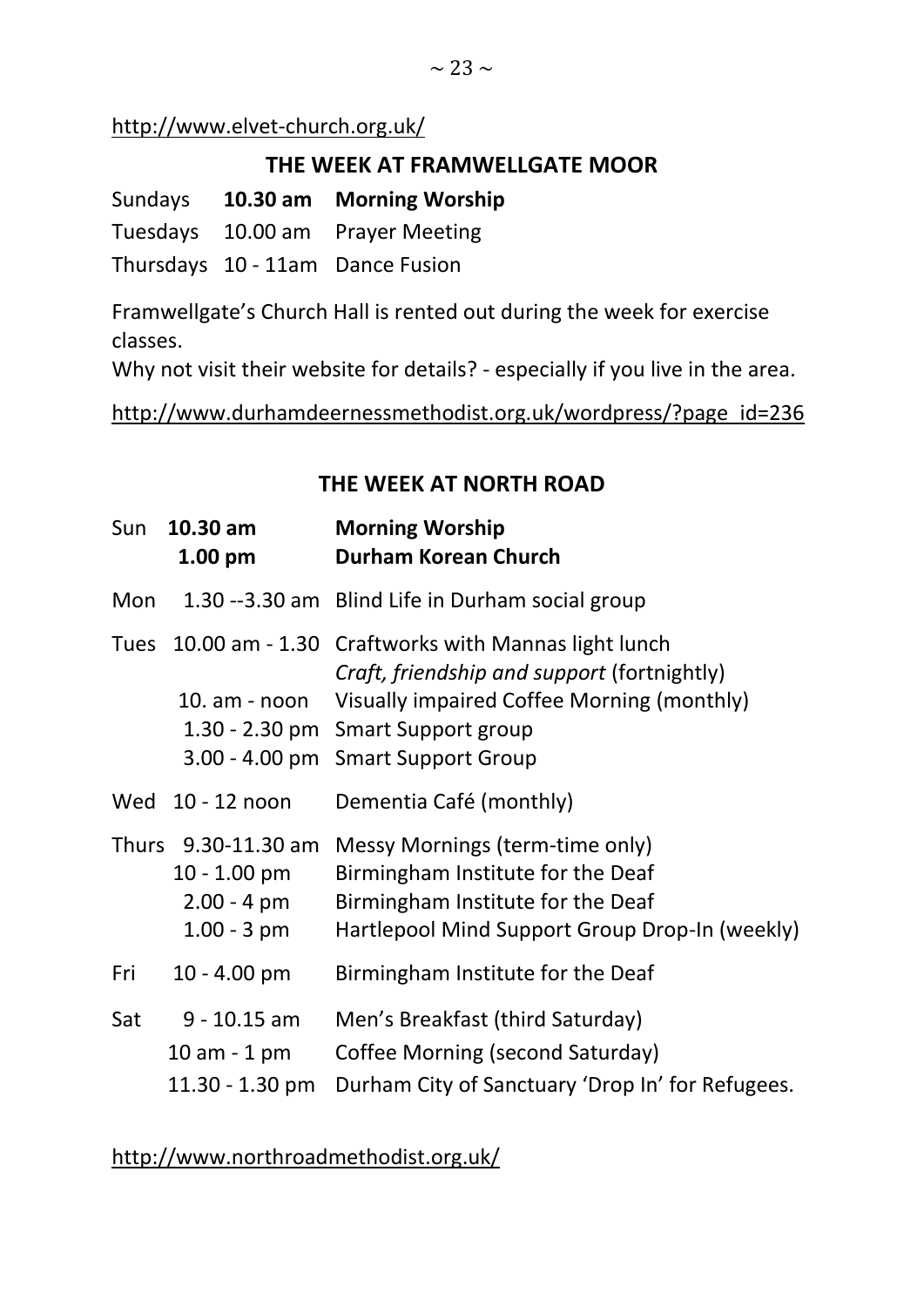http://www.elvet-church.org.uk/

## THE WEEK AT FRAMWELLGATE MOOR

| | | |
|---|---|---|
| Sundays | **10.30 am** | **Morning Worship** |
| Tuesdays | 10.00 am | Prayer Meeting |
| Thursdays | 10 - 11am | Dance Fusion |

Framwellgate's Church Hall is rented out during the week for exercise classes.
Why not visit their website for details? - especially if you live in the area.

http://www.durhamdeernessmethodist.org.uk/wordpress/?page_id=236

## THE WEEK AT NORTH ROAD

| | | |
|---|---|---|
| Sun | **10.30 am** | **Morning Worship** |
| | **1.00 pm** | **Durham Korean Church** |
| Mon | 1.30 --3.30 am | Blind Life in Durham social group |
| Tues | 10.00 am - 1.30 | Craftworks with Mannas light lunch *Craft, friendship and support* (fortnightly) |
| | 10. am - noon | Visually impaired Coffee Morning (monthly) |
| | 1.30 - 2.30 pm | Smart Support group |
| | 3.00 - 4.00 pm | Smart Support Group |
| Wed | 10 - 12 noon | Dementia Café (monthly) |
| Thurs | 9.30-11.30 am | Messy Mornings (term-time only) |
| | 10 - 1.00 pm | Birmingham Institute for the Deaf |
| | 2.00 - 4 pm | Birmingham Institute for the Deaf |
| | 1.00 - 3 pm | Hartlepool Mind Support Group Drop-In (weekly) |
| Fri | 10 - 4.00 pm | Birmingham Institute for the Deaf |
| Sat | 9 - 10.15 am | Men's Breakfast (third Saturday) |
| | 10 am - 1 pm | Coffee Morning (second Saturday) |
| | 11.30 - 1.30 pm | Durham City of Sanctuary 'Drop In' for Refugees. |

http://www.northroadmethodist.org.uk/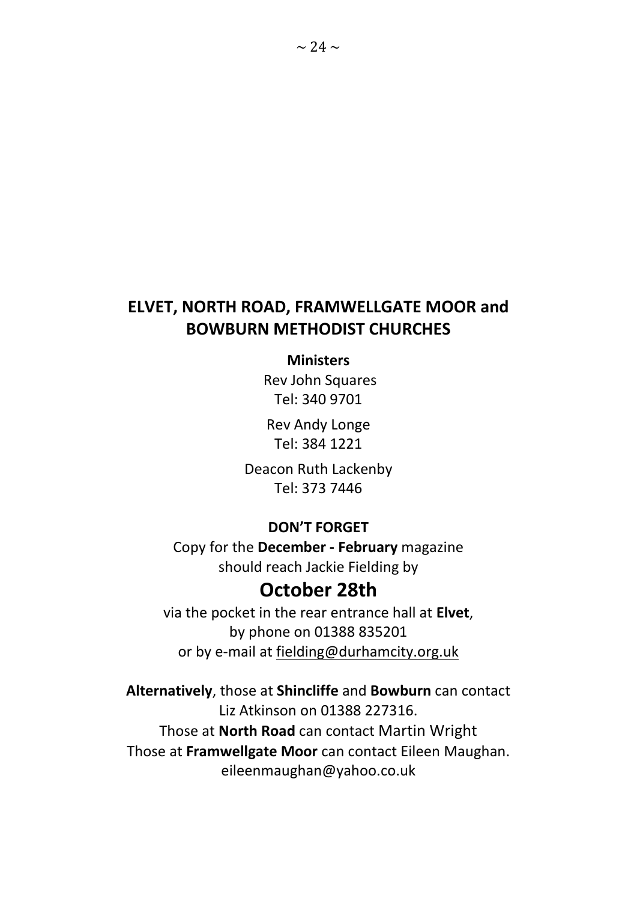## ELVET, NORTH ROAD, FRAMWELLGATE MOOR and BOWBURN METHODIST CHURCHES

**Ministers**

Rev John Squares
Tel: 340 9701

Rev Andy Longe
Tel: 384 1221

Deacon Ruth Lackenby
Tel: 373 7446

**DON'T FORGET**

Copy for the **December - February** magazine
should reach Jackie Fielding by

## October 28th

via the pocket in the rear entrance hall at **Elvet**,
by phone on 01388 835201
or by e-mail at fielding@durhamcity.org.uk

**Alternatively**, those at **Shincliffe** and **Bowburn** can contact
Liz Atkinson on 01388 227316.
Those at **North Road** can contact Martin Wright
Those at **Framwellgate Moor** can contact Eileen Maughan.
eileenmaughan@yahoo.co.uk